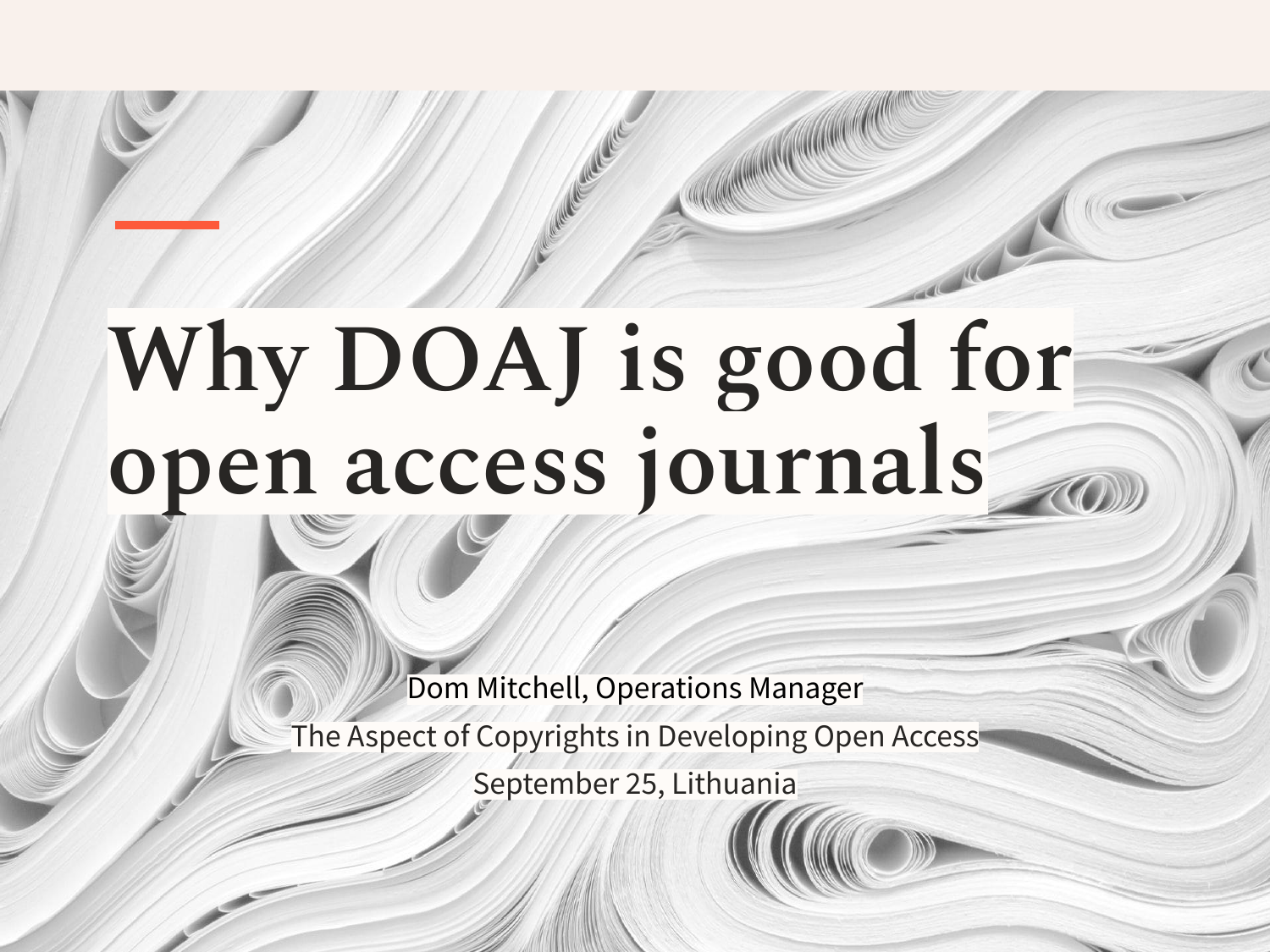# Why DOAJ is good for open access journals

Dom Mitchell, Operations Manager

The Aspect of Copyrights in Developing Open Access

September 25, Lithuania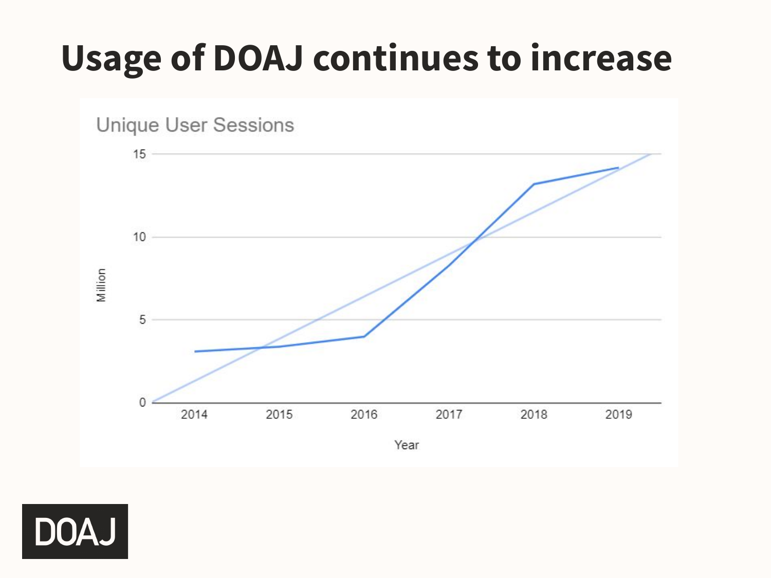# Usage of DOAJ continues to increase

Unique User Sessions

| | |
|---|---|
| 15 | |
| 10 | |
| 5 | |
| 0 | |

Million

2014 2015 2016 2017 2018 2019

Year

DOAJ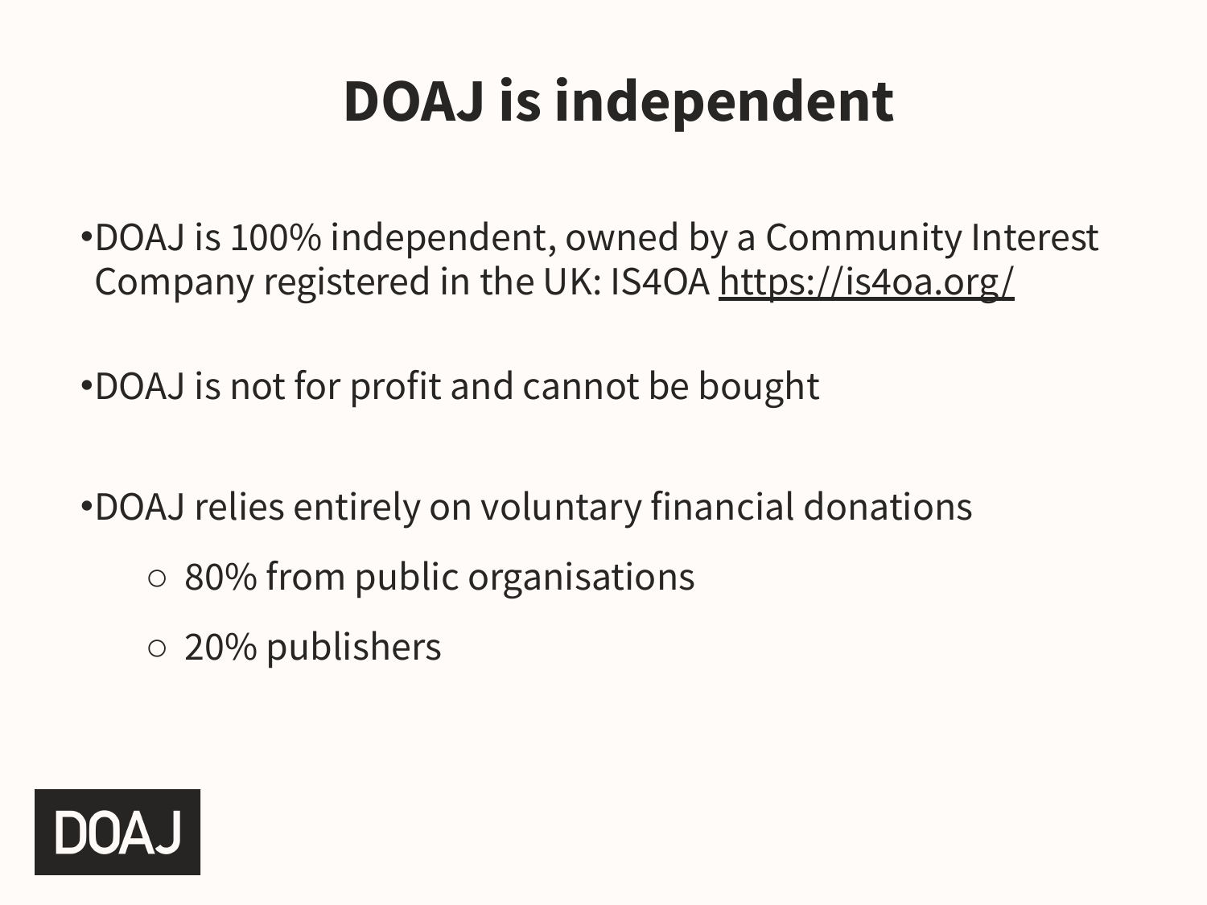# DOAJ is independent

- DOAJ is 100% independent, owned by a Community Interest Company registered in the UK: IS4OA https://is4oa.org/

- DOAJ is not for profit and cannot be bought

- DOAJ relies entirely on voluntary financial donations
  - 80% from public organisations
  - 20% publishers

DOAJ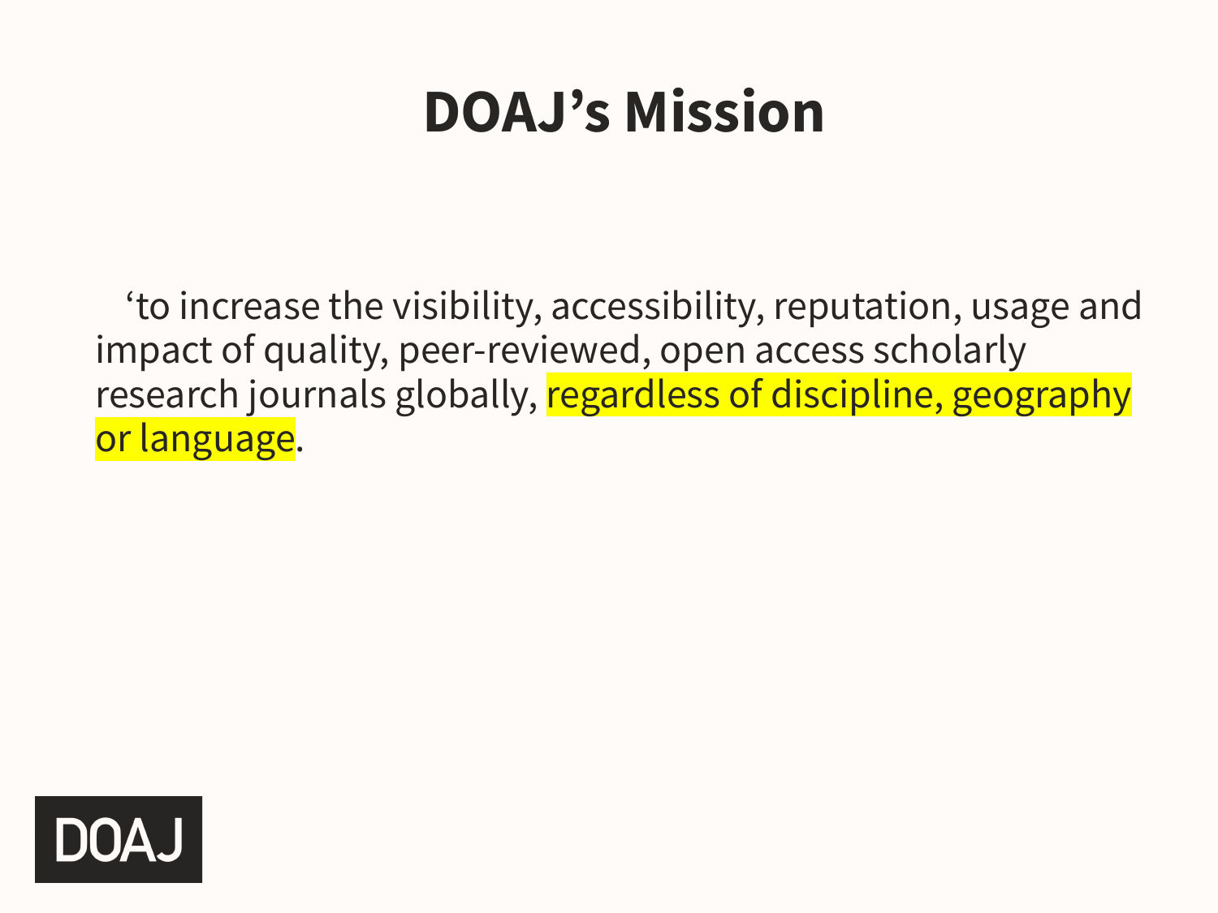# DOAJ's Mission

'to increase the visibility, accessibility, reputation, usage and impact of quality, peer-reviewed, open access scholarly research journals globally, regardless of discipline, geography or language.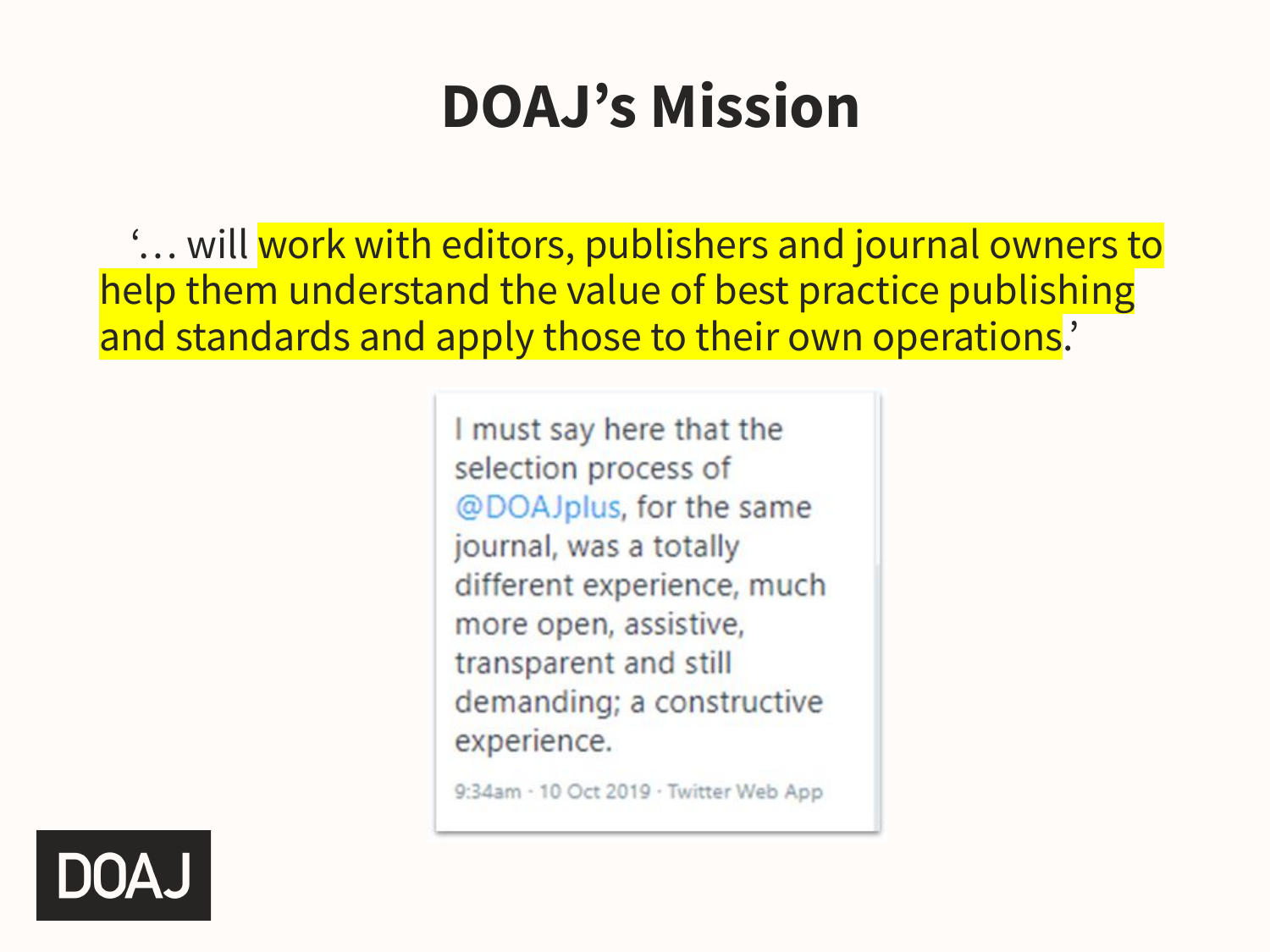# DOAJ's Mission

'… will ==work with editors, publishers and journal owners to help them understand the value of best practice publishing and standards and apply those to their own operations==.'

> I must say here that the selection process of @DOAJplus, for the same journal, was a totally different experience, much more open, assistive, transparent and still demanding; a constructive experience.
>
> 9:34am · 10 Oct 2019 · Twitter Web App

DOAJ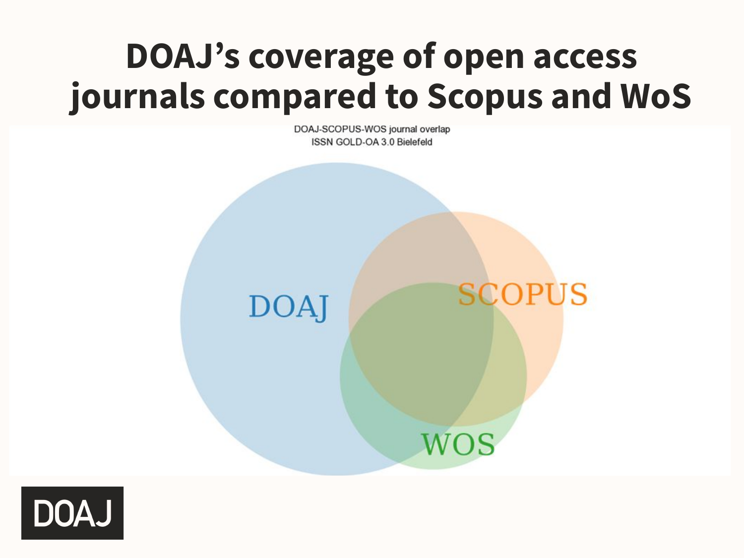# DOAJ's coverage of open access journals compared to Scopus and WoS

DOAJ-SCOPUS-WOS journal overlap
ISSN GOLD-OA 3.0 Bielefeld

DOAJ

SCOPUS

WOS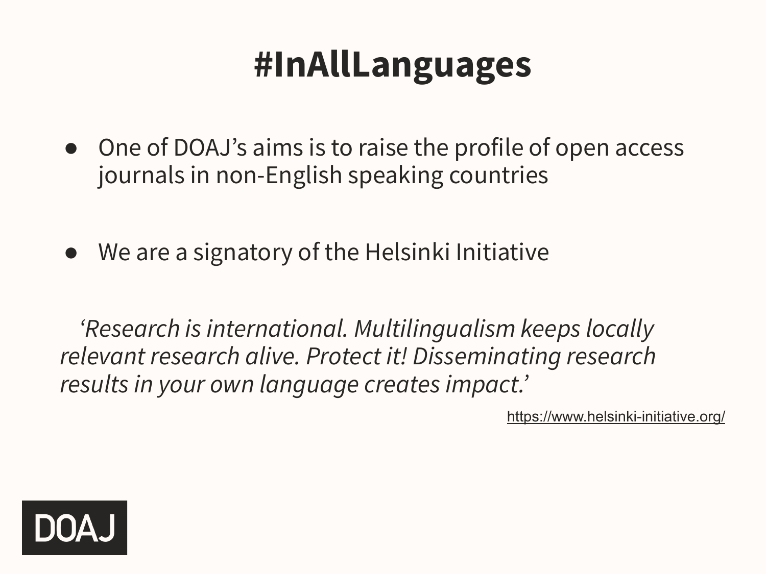# #InAllLanguages

- One of DOAJ’s aims is to raise the profile of open access journals in non-English speaking countries

- We are a signatory of the Helsinki Initiative

*‘Research is international. Multilingualism keeps locally relevant research alive. Protect it! Disseminating research results in your own language creates impact.’*

https://www.helsinki-initiative.org/

DOAJ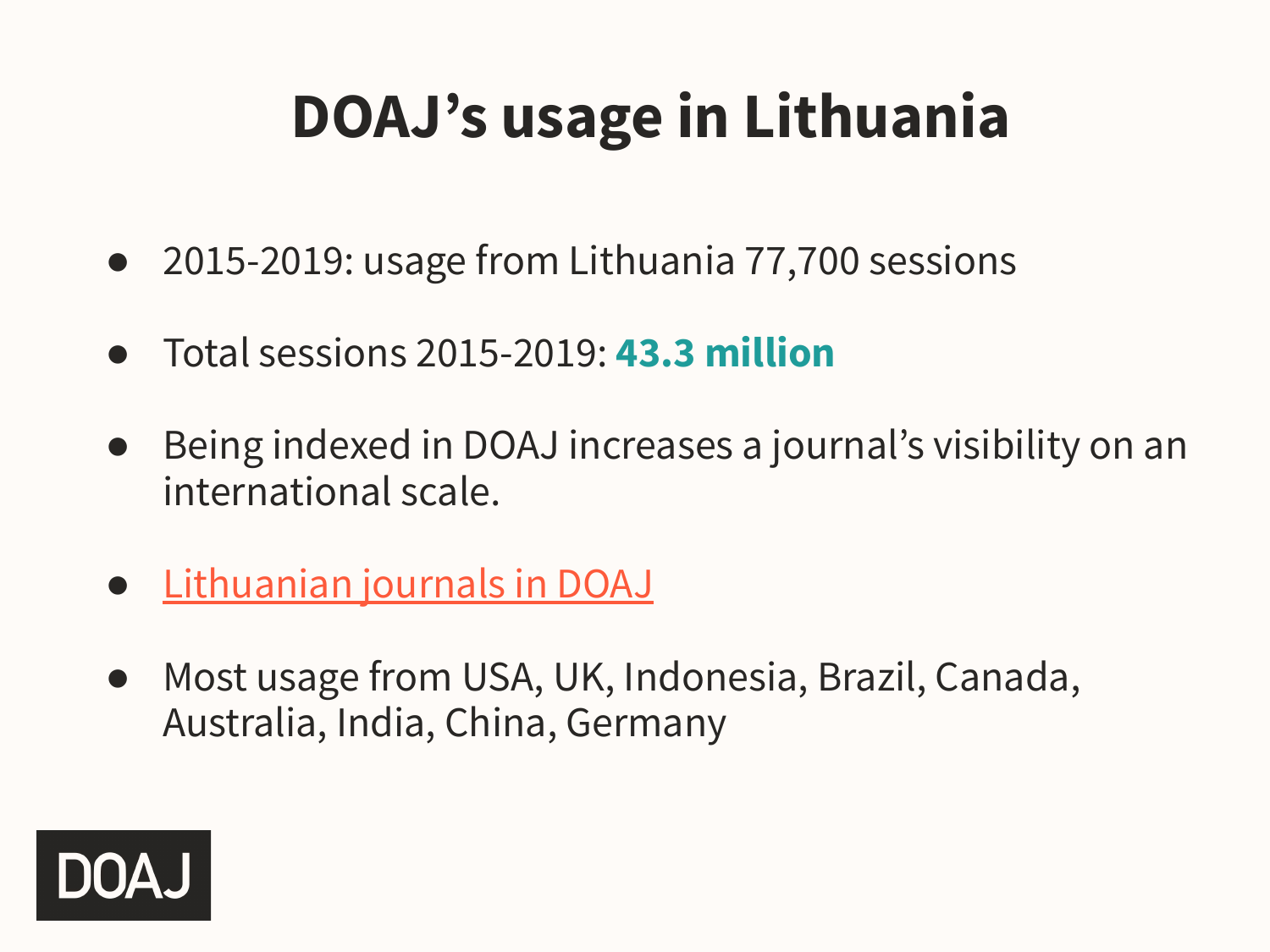# DOAJ's usage in Lithuania

- 2015-2019: usage from Lithuania 77,700 sessions
- Total sessions 2015-2019: **43.3 million**
- Being indexed in DOAJ increases a journal's visibility on an international scale.
- Lithuanian journals in DOAJ
- Most usage from USA, UK, Indonesia, Brazil, Canada, Australia, India, China, Germany

DOAJ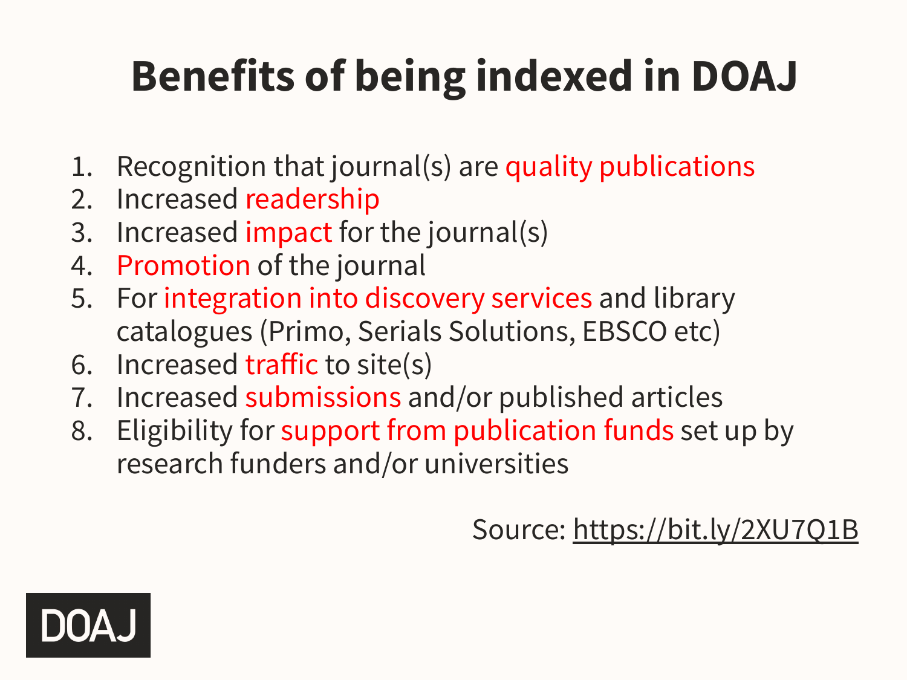# Benefits of being indexed in DOAJ

1. Recognition that journal(s) are quality publications
2. Increased readership
3. Increased impact for the journal(s)
4. Promotion of the journal
5. For integration into discovery services and library catalogues (Primo, Serials Solutions, EBSCO etc)
6. Increased traffic to site(s)
7. Increased submissions and/or published articles
8. Eligibility for support from publication funds set up by research funders and/or universities

Source: https://bit.ly/2XU7Q1B

DOAJ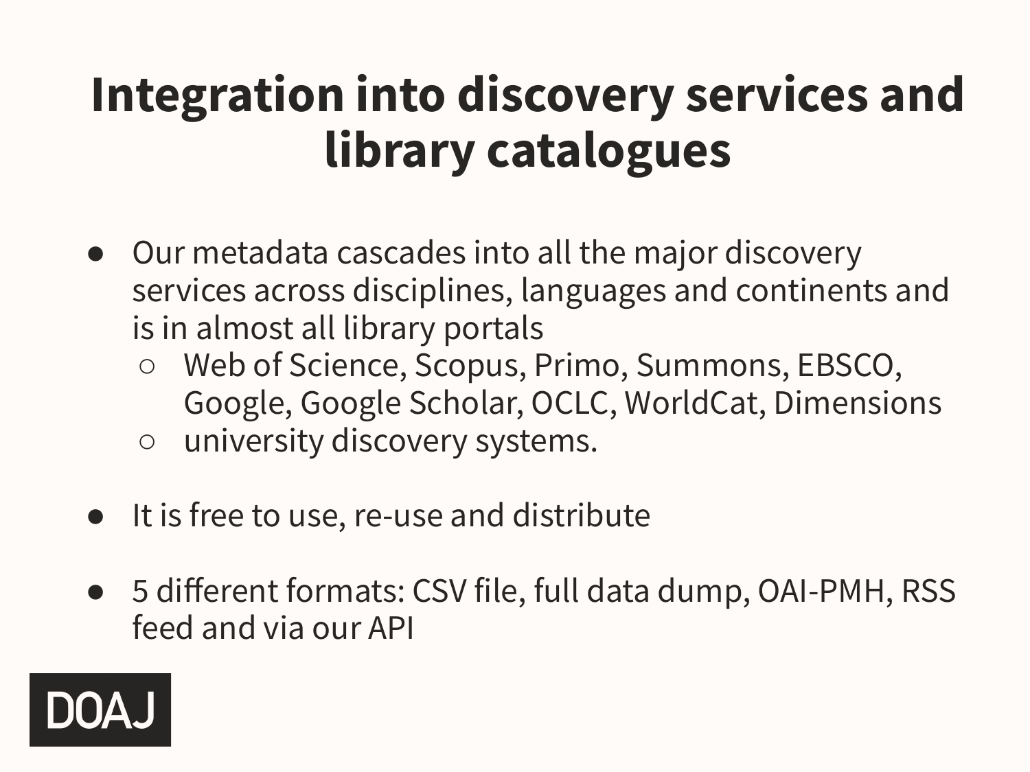# Integration into discovery services and library catalogues

- Our metadata cascades into all the major discovery services across disciplines, languages and continents and is in almost all library portals
  - Web of Science, Scopus, Primo, Summons, EBSCO, Google, Google Scholar, OCLC, WorldCat, Dimensions
  - university discovery systems.

- It is free to use, re-use and distribute

- 5 different formats: CSV file, full data dump, OAI-PMH, RSS feed and via our API

DOAJ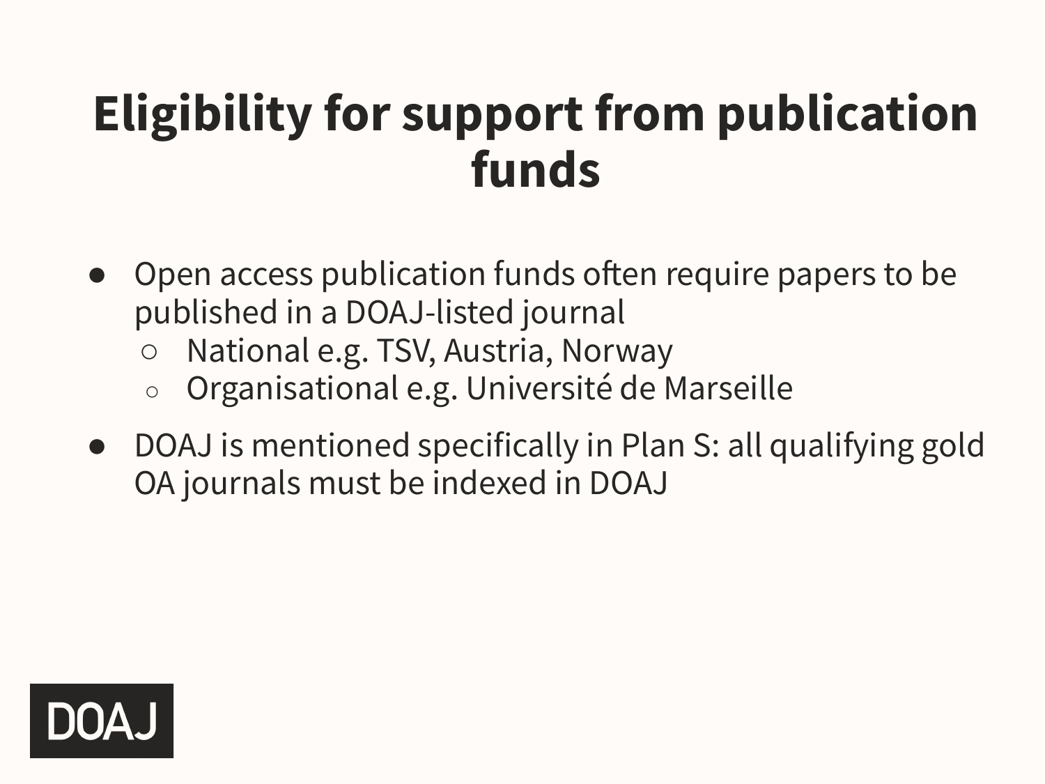# Eligibility for support from publication funds

- Open access publication funds often require papers to be published in a DOAJ-listed journal
  - National e.g. TSV, Austria, Norway
  - Organisational e.g. Université de Marseille
- DOAJ is mentioned specifically in Plan S: all qualifying gold OA journals must be indexed in DOAJ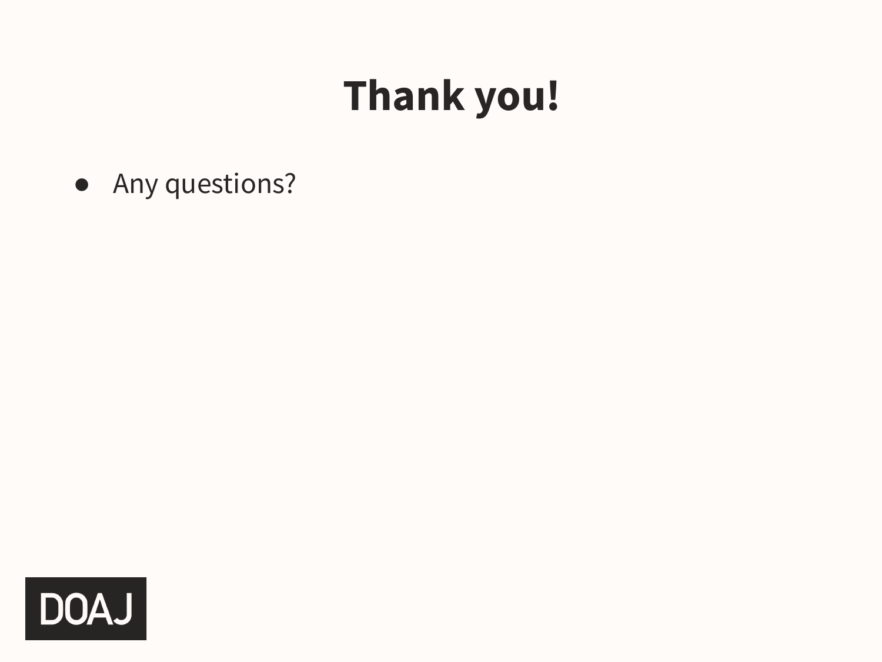# Thank you!

- Any questions?

DOAJ